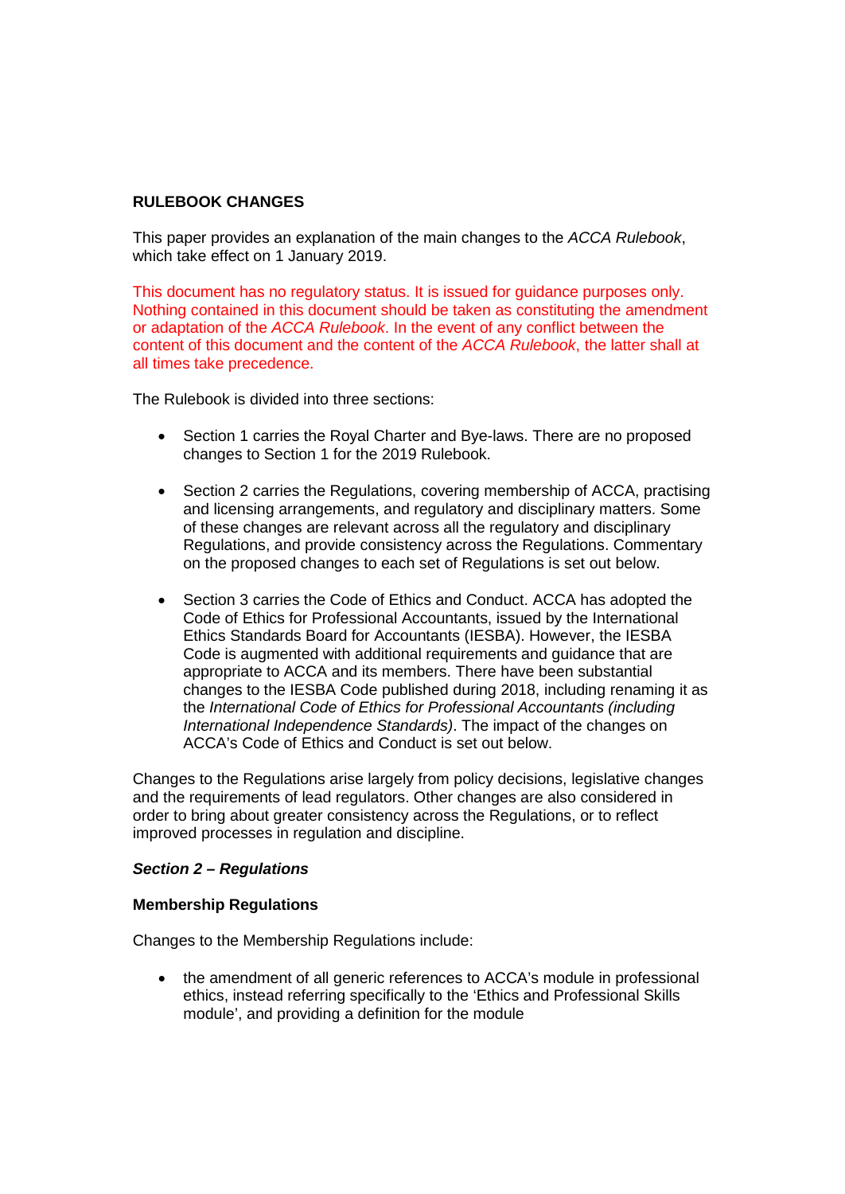## RULEBOOK CHANGES

This paper provides an explanation of the main changes to the *ACCA Rulebook*, which take effect on 1 January 2019.

This document has no regulatory status. It is issued for guidance purposes only. Nothing contained in this document should be taken as constituting the amendment or adaptation of the *ACCA Rulebook*. In the event of any conflict between the content of this document and the content of the *ACCA Rulebook*, the latter shall at all times take precedence.

The Rulebook is divided into three sections:

- Section 1 carries the Royal Charter and Bye-laws. There are no proposed changes to Section 1 for the 2019 Rulebook.

- Section 2 carries the Regulations, covering membership of ACCA, practising and licensing arrangements, and regulatory and disciplinary matters. Some of these changes are relevant across all the regulatory and disciplinary Regulations, and provide consistency across the Regulations. Commentary on the proposed changes to each set of Regulations is set out below.

- Section 3 carries the Code of Ethics and Conduct. ACCA has adopted the Code of Ethics for Professional Accountants, issued by the International Ethics Standards Board for Accountants (IESBA). However, the IESBA Code is augmented with additional requirements and guidance that are appropriate to ACCA and its members. There have been substantial changes to the IESBA Code published during 2018, including renaming it as the *International Code of Ethics for Professional Accountants (including International Independence Standards)*. The impact of the changes on ACCA's Code of Ethics and Conduct is set out below.

Changes to the Regulations arise largely from policy decisions, legislative changes and the requirements of lead regulators. Other changes are also considered in order to bring about greater consistency across the Regulations, or to reflect improved processes in regulation and discipline.

### *Section 2 – Regulations*

**Membership Regulations**

Changes to the Membership Regulations include:

- the amendment of all generic references to ACCA's module in professional ethics, instead referring specifically to the 'Ethics and Professional Skills module', and providing a definition for the module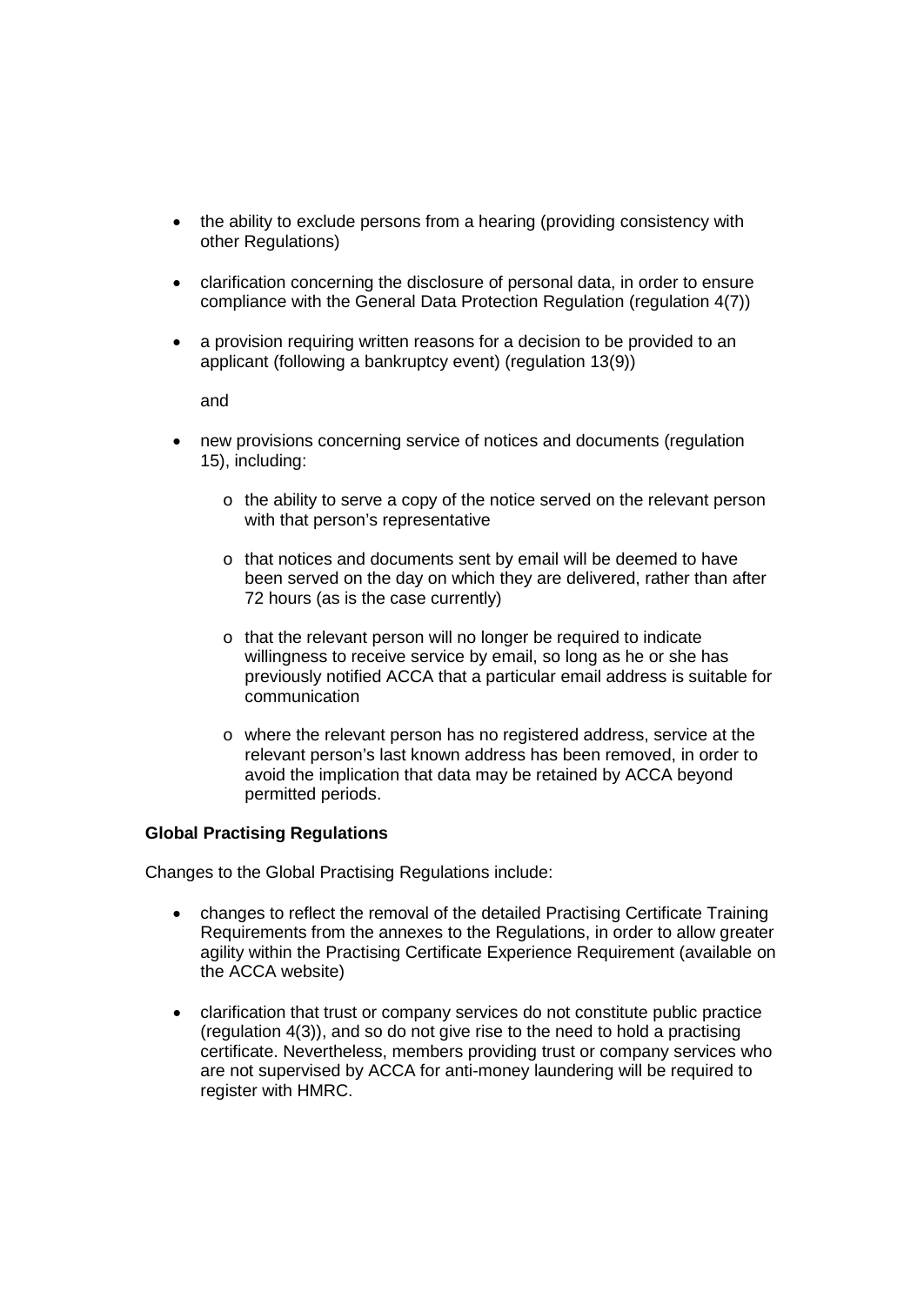- the ability to exclude persons from a hearing (providing consistency with other Regulations)

- clarification concerning the disclosure of personal data, in order to ensure compliance with the General Data Protection Regulation (regulation 4(7))

- a provision requiring written reasons for a decision to be provided to an applicant (following a bankruptcy event) (regulation 13(9))

  and

- new provisions concerning service of notices and documents (regulation 15), including:

  - the ability to serve a copy of the notice served on the relevant person with that person's representative

  - that notices and documents sent by email will be deemed to have been served on the day on which they are delivered, rather than after 72 hours (as is the case currently)

  - that the relevant person will no longer be required to indicate willingness to receive service by email, so long as he or she has previously notified ACCA that a particular email address is suitable for communication

  - where the relevant person has no registered address, service at the relevant person's last known address has been removed, in order to avoid the implication that data may be retained by ACCA beyond permitted periods.

**Global Practising Regulations**

Changes to the Global Practising Regulations include:

- changes to reflect the removal of the detailed Practising Certificate Training Requirements from the annexes to the Regulations, in order to allow greater agility within the Practising Certificate Experience Requirement (available on the ACCA website)

- clarification that trust or company services do not constitute public practice (regulation 4(3)), and so do not give rise to the need to hold a practising certificate. Nevertheless, members providing trust or company services who are not supervised by ACCA for anti-money laundering will be required to register with HMRC.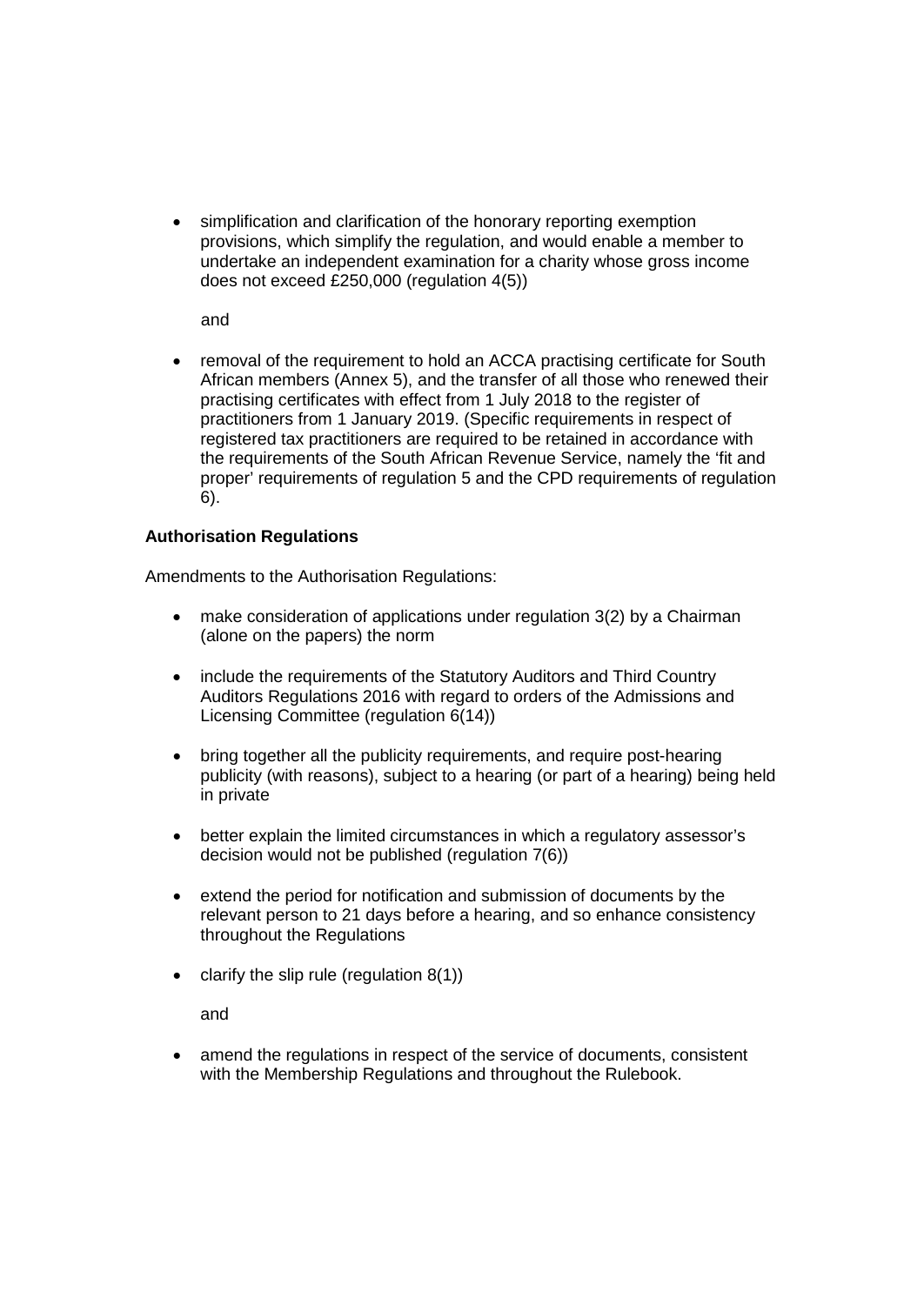- simplification and clarification of the honorary reporting exemption provisions, which simplify the regulation, and would enable a member to undertake an independent examination for a charity whose gross income does not exceed £250,000 (regulation 4(5))

  and

- removal of the requirement to hold an ACCA practising certificate for South African members (Annex 5), and the transfer of all those who renewed their practising certificates with effect from 1 July 2018 to the register of practitioners from 1 January 2019. (Specific requirements in respect of registered tax practitioners are required to be retained in accordance with the requirements of the South African Revenue Service, namely the 'fit and proper' requirements of regulation 5 and the CPD requirements of regulation 6).

**Authorisation Regulations**

Amendments to the Authorisation Regulations:

- make consideration of applications under regulation 3(2) by a Chairman (alone on the papers) the norm
- include the requirements of the Statutory Auditors and Third Country Auditors Regulations 2016 with regard to orders of the Admissions and Licensing Committee (regulation 6(14))
- bring together all the publicity requirements, and require post-hearing publicity (with reasons), subject to a hearing (or part of a hearing) being held in private
- better explain the limited circumstances in which a regulatory assessor's decision would not be published (regulation 7(6))
- extend the period for notification and submission of documents by the relevant person to 21 days before a hearing, and so enhance consistency throughout the Regulations
- clarify the slip rule (regulation 8(1))

  and

- amend the regulations in respect of the service of documents, consistent with the Membership Regulations and throughout the Rulebook.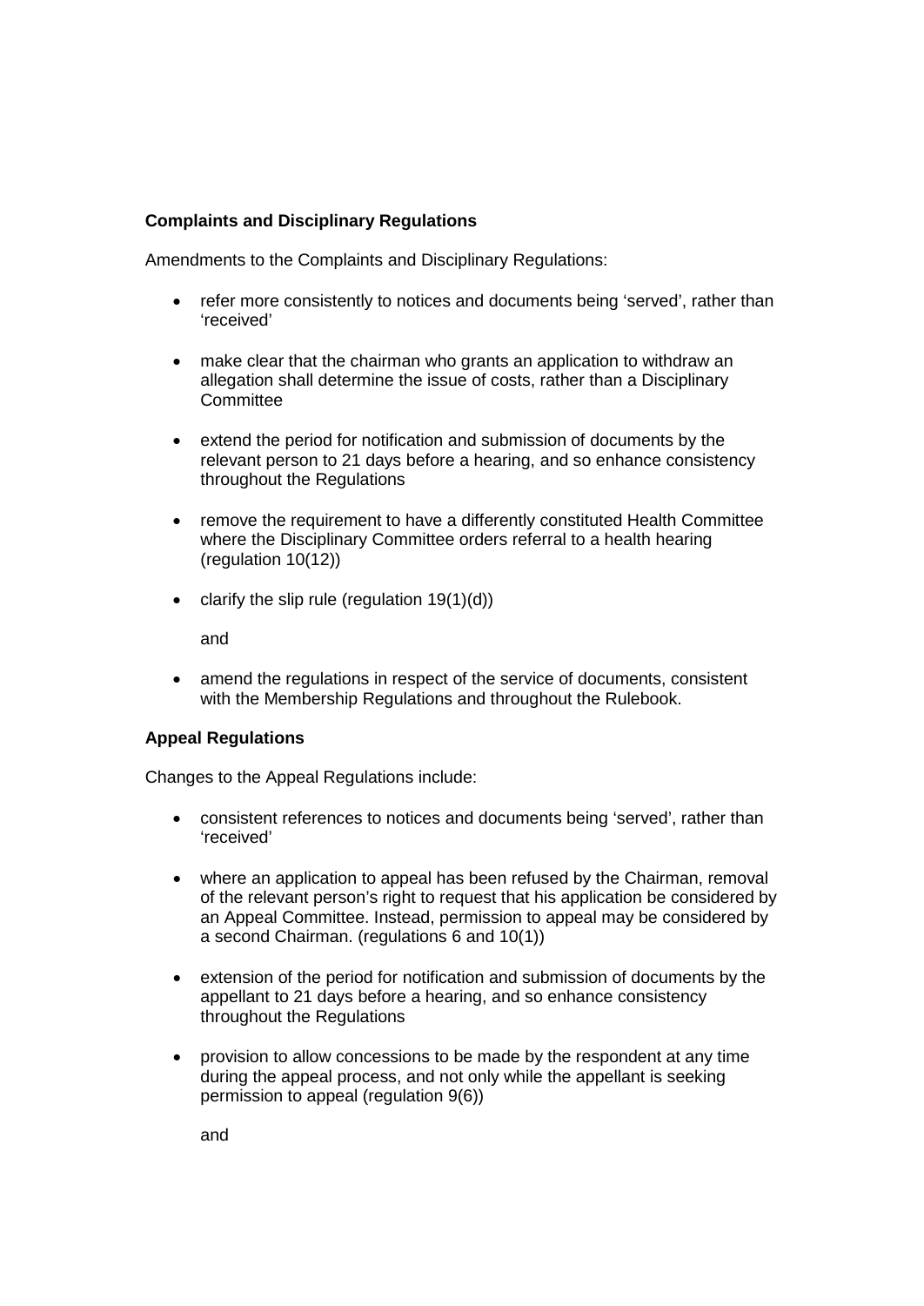**Complaints and Disciplinary Regulations**

Amendments to the Complaints and Disciplinary Regulations:

- refer more consistently to notices and documents being 'served', rather than 'received'

- make clear that the chairman who grants an application to withdraw an allegation shall determine the issue of costs, rather than a Disciplinary Committee

- extend the period for notification and submission of documents by the relevant person to 21 days before a hearing, and so enhance consistency throughout the Regulations

- remove the requirement to have a differently constituted Health Committee where the Disciplinary Committee orders referral to a health hearing (regulation 10(12))

- clarify the slip rule (regulation 19(1)(d))

  and

- amend the regulations in respect of the service of documents, consistent with the Membership Regulations and throughout the Rulebook.

**Appeal Regulations**

Changes to the Appeal Regulations include:

- consistent references to notices and documents being 'served', rather than 'received'

- where an application to appeal has been refused by the Chairman, removal of the relevant person's right to request that his application be considered by an Appeal Committee. Instead, permission to appeal may be considered by a second Chairman. (regulations 6 and 10(1))

- extension of the period for notification and submission of documents by the appellant to 21 days before a hearing, and so enhance consistency throughout the Regulations

- provision to allow concessions to be made by the respondent at any time during the appeal process, and not only while the appellant is seeking permission to appeal (regulation 9(6))

  and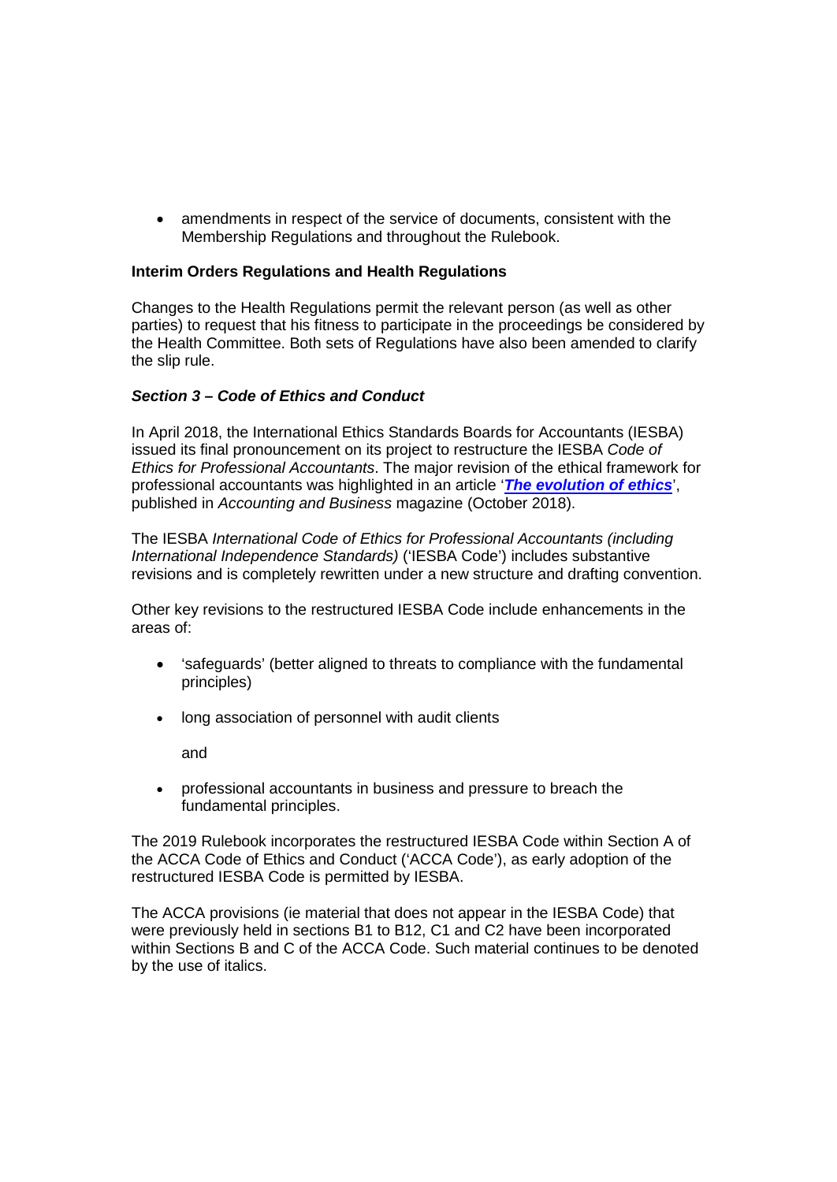- amendments in respect of the service of documents, consistent with the Membership Regulations and throughout the Rulebook.

**Interim Orders Regulations and Health Regulations**

Changes to the Health Regulations permit the relevant person (as well as other parties) to request that his fitness to participate in the proceedings be considered by the Health Committee. Both sets of Regulations have also been amended to clarify the slip rule.

***Section 3 – Code of Ethics and Conduct***

In April 2018, the International Ethics Standards Boards for Accountants (IESBA) issued its final pronouncement on its project to restructure the IESBA *Code of Ethics for Professional Accountants*. The major revision of the ethical framework for professional accountants was highlighted in an article '***The evolution of ethics***', published in *Accounting and Business* magazine (October 2018).

The IESBA *International Code of Ethics for Professional Accountants (including International Independence Standards)* ('IESBA Code') includes substantive revisions and is completely rewritten under a new structure and drafting convention.

Other key revisions to the restructured IESBA Code include enhancements in the areas of:

- 'safeguards' (better aligned to threats to compliance with the fundamental principles)
- long association of personnel with audit clients

  and

- professional accountants in business and pressure to breach the fundamental principles.

The 2019 Rulebook incorporates the restructured IESBA Code within Section A of the ACCA Code of Ethics and Conduct ('ACCA Code'), as early adoption of the restructured IESBA Code is permitted by IESBA.

The ACCA provisions (ie material that does not appear in the IESBA Code) that were previously held in sections B1 to B12, C1 and C2 have been incorporated within Sections B and C of the ACCA Code. Such material continues to be denoted by the use of italics.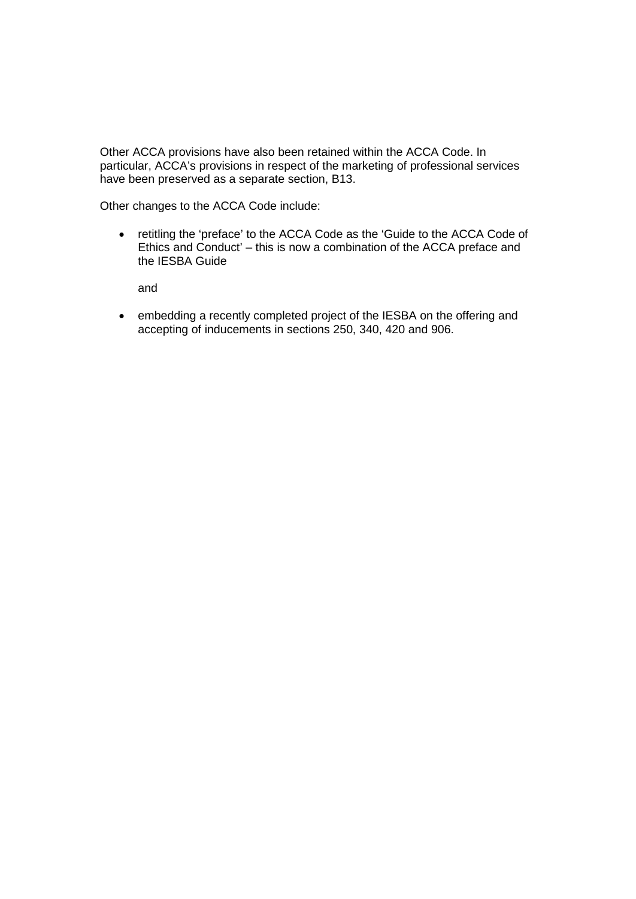Other ACCA provisions have also been retained within the ACCA Code. In particular, ACCA's provisions in respect of the marketing of professional services have been preserved as a separate section, B13.

Other changes to the ACCA Code include:

- retitling the 'preface' to the ACCA Code as the 'Guide to the ACCA Code of Ethics and Conduct' – this is now a combination of the ACCA preface and the IESBA Guide

  and

- embedding a recently completed project of the IESBA on the offering and accepting of inducements in sections 250, 340, 420 and 906.